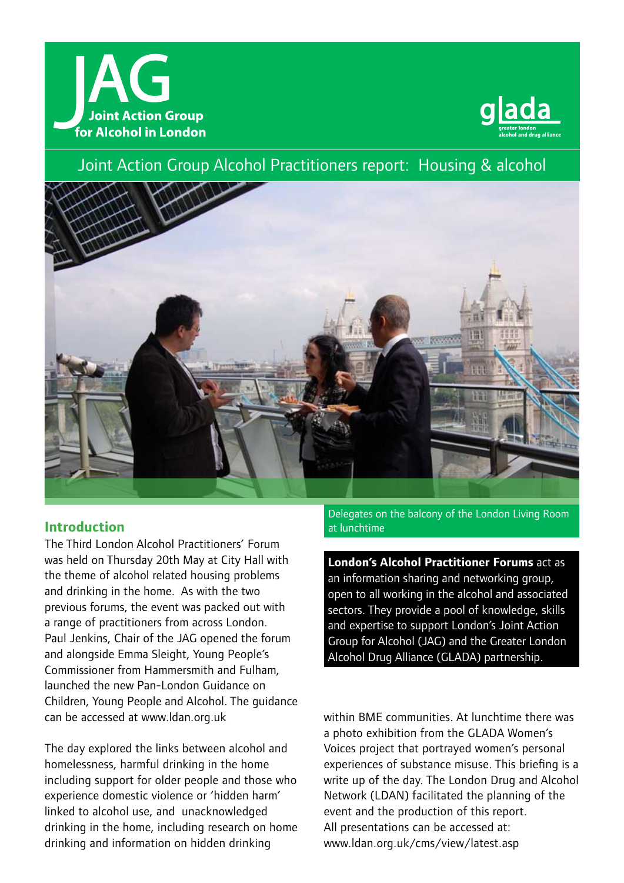# JAG Joint Action Group for Alcohol in London

glada greater london alcohol and drug alliance

## Joint Action Group Alcohol Practitioners report: Housing & alcohol

Delegates on the balcony of the London Living Room at lunchtime

## Introduction

The Third London Alcohol Practitioners' Forum was held on Thursday 20th May at City Hall with the theme of alcohol related housing problems and drinking in the home. As with the two previous forums, the event was packed out with a range of practitioners from across London. Paul Jenkins, Chair of the JAG opened the forum and alongside Emma Sleight, Young People's Commissioner from Hammersmith and Fulham, launched the new Pan-London Guidance on Children, Young People and Alcohol. The guidance can be accessed at www.ldan.org.uk

The day explored the links between alcohol and homelessness, harmful drinking in the home including support for older people and those who experience domestic violence or 'hidden harm' linked to alcohol use, and unacknowledged drinking in the home, including research on home drinking and information on hidden drinking within BME communities. At lunchtime there was a photo exhibition from the GLADA Women's Voices project that portrayed women's personal experiences of substance misuse. This briefing is a write up of the day. The London Drug and Alcohol Network (LDAN) facilitated the planning of the event and the production of this report. All presentations can be accessed at: www.ldan.org.uk/cms/view/latest.asp

**London's Alcohol Practitioner Forums** act as an information sharing and networking group, open to all working in the alcohol and associated sectors. They provide a pool of knowledge, skills and expertise to support London's Joint Action Group for Alcohol (JAG) and the Greater London Alcohol Drug Alliance (GLADA) partnership.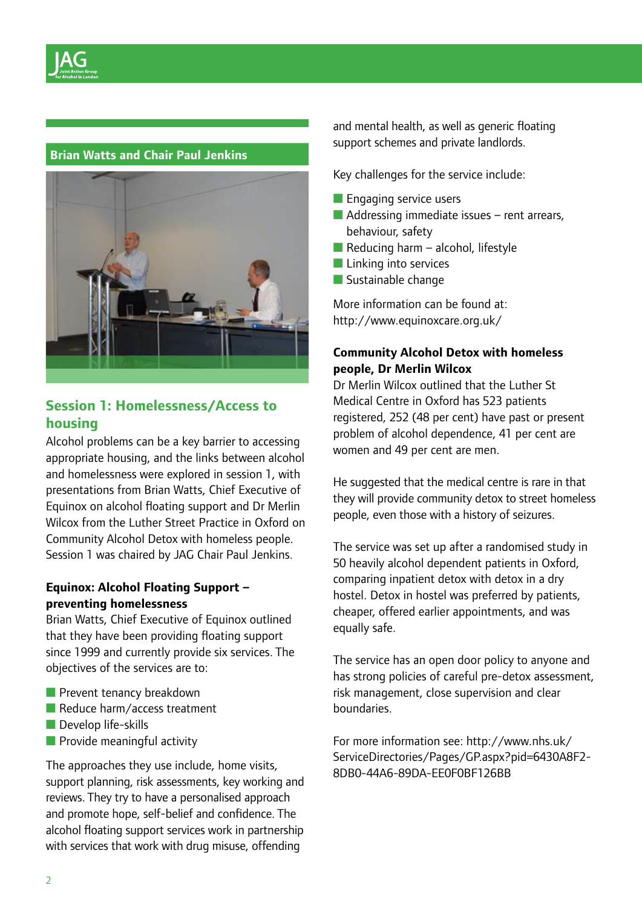Brian Watts and Chair Paul Jenkins

## Session 1: Homelessness/Access to housing

Alcohol problems can be a key barrier to accessing appropriate housing, and the links between alcohol and homelessness were explored in session 1, with presentations from Brian Watts, Chief Executive of Equinox on alcohol floating support and Dr Merlin Wilcox from the Luther Street Practice in Oxford on Community Alcohol Detox with homeless people. Session 1 was chaired by JAG Chair Paul Jenkins.

### Equinox: Alcohol Floating Support – preventing homelessness

Brian Watts, Chief Executive of Equinox outlined that they have been providing floating support since 1999 and currently provide six services. The objectives of the services are to:

- Prevent tenancy breakdown
- Reduce harm/access treatment
- Develop life-skills
- Provide meaningful activity

The approaches they use include, home visits, support planning, risk assessments, key working and reviews. They try to have a personalised approach and promote hope, self-belief and confidence. The alcohol floating support services work in partnership with services that work with drug misuse, offending and mental health, as well as generic floating support schemes and private landlords.

Key challenges for the service include:

- Engaging service users
- Addressing immediate issues – rent arrears, behaviour, safety
- Reducing harm – alcohol, lifestyle
- Linking into services
- Sustainable change

More information can be found at: http://www.equinoxcare.org.uk/

### Community Alcohol Detox with homeless people, Dr Merlin Wilcox

Dr Merlin Wilcox outlined that the Luther St Medical Centre in Oxford has 523 patients registered, 252 (48 per cent) have past or present problem of alcohol dependence, 41 per cent are women and 49 per cent are men.

He suggested that the medical centre is rare in that they will provide community detox to street homeless people, even those with a history of seizures.

The service was set up after a randomised study in 50 heavily alcohol dependent patients in Oxford, comparing inpatient detox with detox in a dry hostel. Detox in hostel was preferred by patients, cheaper, offered earlier appointments, and was equally safe.

The service has an open door policy to anyone and has strong policies of careful pre-detox assessment, risk management, close supervision and clear boundaries.

For more information see: http://www.nhs.uk/ServiceDirectories/Pages/GP.aspx?pid=6430A8F2-8DB0-44A6-89DA-EE0F0BF126BB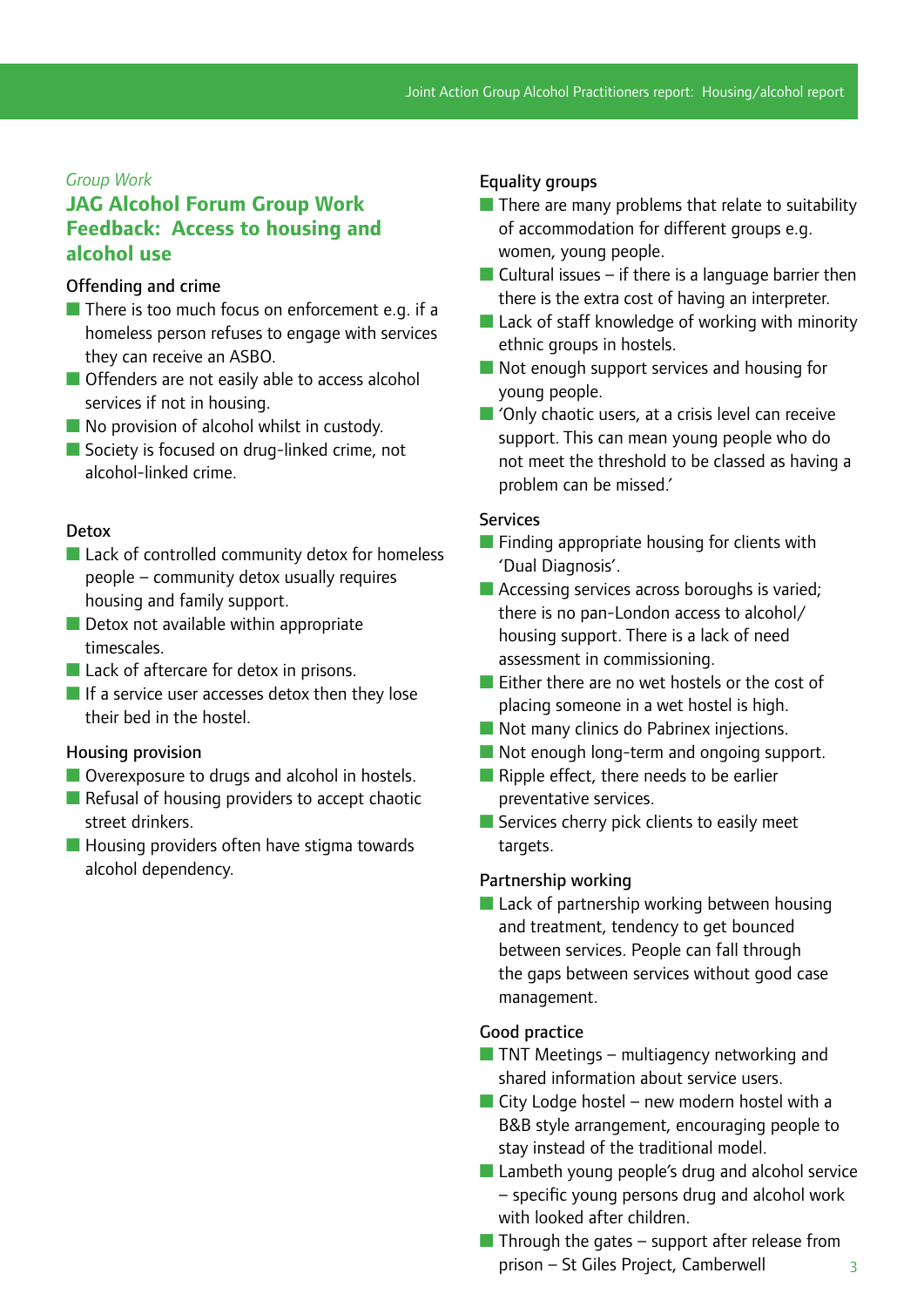*Group Work*

## JAG Alcohol Forum Group Work Feedback: Access to housing and alcohol use

### Offending and crime

- There is too much focus on enforcement e.g. if a homeless person refuses to engage with services they can receive an ASBO.
- Offenders are not easily able to access alcohol services if not in housing.
- No provision of alcohol whilst in custody.
- Society is focused on drug-linked crime, not alcohol-linked crime.

### Detox

- Lack of controlled community detox for homeless people – community detox usually requires housing and family support.
- Detox not available within appropriate timescales.
- Lack of aftercare for detox in prisons.
- If a service user accesses detox then they lose their bed in the hostel.

### Housing provision

- Overexposure to drugs and alcohol in hostels.
- Refusal of housing providers to accept chaotic street drinkers.
- Housing providers often have stigma towards alcohol dependency.

### Equality groups

- There are many problems that relate to suitability of accommodation for different groups e.g. women, young people.
- Cultural issues – if there is a language barrier then there is the extra cost of having an interpreter.
- Lack of staff knowledge of working with minority ethnic groups in hostels.
- Not enough support services and housing for young people.
- 'Only chaotic users, at a crisis level can receive support. This can mean young people who do not meet the threshold to be classed as having a problem can be missed.'

### Services

- Finding appropriate housing for clients with 'Dual Diagnosis'.
- Accessing services across boroughs is varied; there is no pan-London access to alcohol/ housing support. There is a lack of need assessment in commissioning.
- Either there are no wet hostels or the cost of placing someone in a wet hostel is high.
- Not many clinics do Pabrinex injections.
- Not enough long-term and ongoing support.
- Ripple effect, there needs to be earlier preventative services.
- Services cherry pick clients to easily meet targets.

### Partnership working

- Lack of partnership working between housing and treatment, tendency to get bounced between services. People can fall through the gaps between services without good case management.

### Good practice

- TNT Meetings – multiagency networking and shared information about service users.
- City Lodge hostel – new modern hostel with a B&B style arrangement, encouraging people to stay instead of the traditional model.
- Lambeth young people's drug and alcohol service – specific young persons drug and alcohol work with looked after children.
- Through the gates – support after release from prison – St Giles Project, Camberwell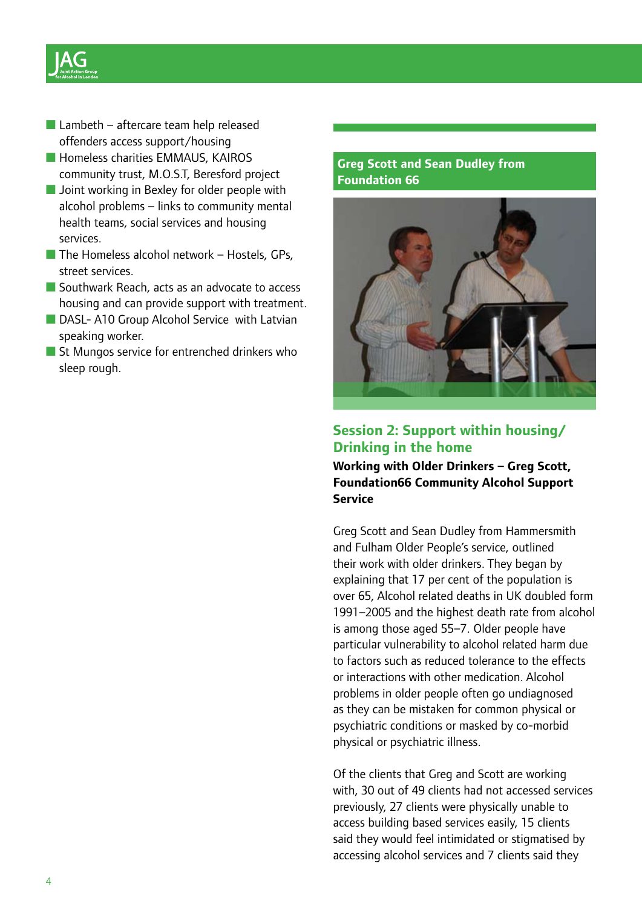- Lambeth – aftercare team help released offenders access support/housing
- Homeless charities EMMAUS, KAIROS community trust, M.O.S.T, Beresford project
- Joint working in Bexley for older people with alcohol problems – links to community mental health teams, social services and housing services.
- The Homeless alcohol network – Hostels, GPs, street services.
- Southwark Reach, acts as an advocate to access housing and can provide support with treatment.
- DASL- A10 Group Alcohol Service with Latvian speaking worker.
- St Mungos service for entrenched drinkers who sleep rough.

Greg Scott and Sean Dudley from Foundation 66

## Session 2: Support within housing/ Drinking in the home

**Working with Older Drinkers – Greg Scott, Foundation66 Community Alcohol Support Service**

Greg Scott and Sean Dudley from Hammersmith and Fulham Older People's service, outlined their work with older drinkers. They began by explaining that 17 per cent of the population is over 65, Alcohol related deaths in UK doubled form 1991–2005 and the highest death rate from alcohol is among those aged 55–7. Older people have particular vulnerability to alcohol related harm due to factors such as reduced tolerance to the effects or interactions with other medication. Alcohol problems in older people often go undiagnosed as they can be mistaken for common physical or psychiatric conditions or masked by co-morbid physical or psychiatric illness.

Of the clients that Greg and Scott are working with, 30 out of 49 clients had not accessed services previously, 27 clients were physically unable to access building based services easily, 15 clients said they would feel intimidated or stigmatised by accessing alcohol services and 7 clients said they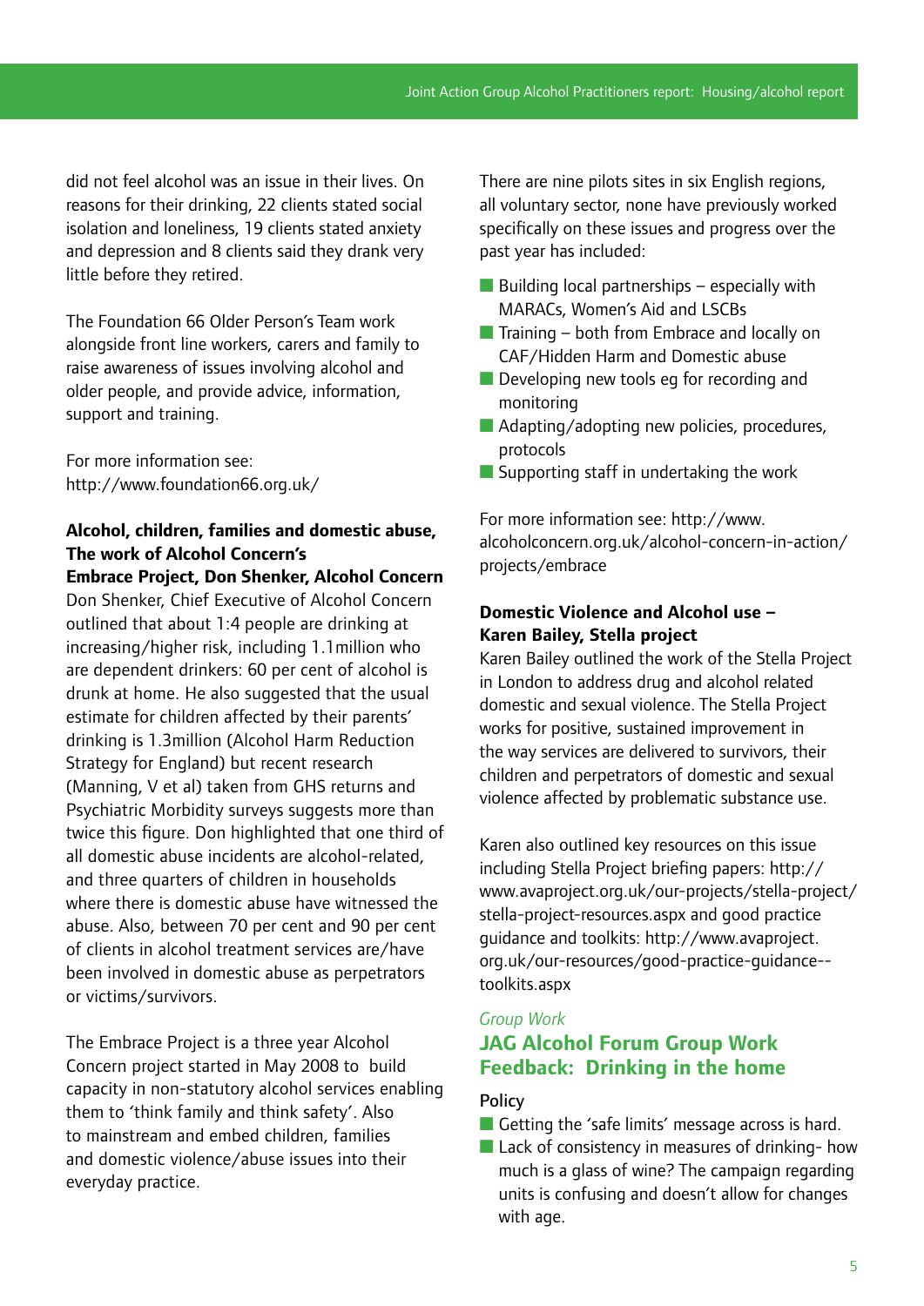did not feel alcohol was an issue in their lives. On reasons for their drinking, 22 clients stated social isolation and loneliness, 19 clients stated anxiety and depression and 8 clients said they drank very little before they retired.

The Foundation 66 Older Person's Team work alongside front line workers, carers and family to raise awareness of issues involving alcohol and older people, and provide advice, information, support and training.

For more information see: http://www.foundation66.org.uk/

**Alcohol, children, families and domestic abuse, The work of Alcohol Concern's Embrace Project, Don Shenker, Alcohol Concern**

Don Shenker, Chief Executive of Alcohol Concern outlined that about 1:4 people are drinking at increasing/higher risk, including 1.1million who are dependent drinkers: 60 per cent of alcohol is drunk at home. He also suggested that the usual estimate for children affected by their parents' drinking is 1.3million (Alcohol Harm Reduction Strategy for England) but recent research (Manning, V et al) taken from GHS returns and Psychiatric Morbidity surveys suggests more than twice this figure. Don highlighted that one third of all domestic abuse incidents are alcohol-related, and three quarters of children in households where there is domestic abuse have witnessed the abuse. Also, between 70 per cent and 90 per cent of clients in alcohol treatment services are/have been involved in domestic abuse as perpetrators or victims/survivors.

The Embrace Project is a three year Alcohol Concern project started in May 2008 to build capacity in non-statutory alcohol services enabling them to 'think family and think safety'. Also to mainstream and embed children, families and domestic violence/abuse issues into their everyday practice.

There are nine pilots sites in six English regions, all voluntary sector, none have previously worked specifically on these issues and progress over the past year has included:

- Building local partnerships – especially with MARACs, Women's Aid and LSCBs
- Training – both from Embrace and locally on CAF/Hidden Harm and Domestic abuse
- Developing new tools eg for recording and monitoring
- Adapting/adopting new policies, procedures, protocols
- Supporting staff in undertaking the work

For more information see: http://www.alcoholconcern.org.uk/alcohol-concern-in-action/projects/embrace

**Domestic Violence and Alcohol use – Karen Bailey, Stella project**

Karen Bailey outlined the work of the Stella Project in London to address drug and alcohol related domestic and sexual violence. The Stella Project works for positive, sustained improvement in the way services are delivered to survivors, their children and perpetrators of domestic and sexual violence affected by problematic substance use.

Karen also outlined key resources on this issue including Stella Project briefing papers: http://www.avaproject.org.uk/our-projects/stella-project/stella-project-resources.aspx and good practice guidance and toolkits: http://www.avaproject.org.uk/our-resources/good-practice-guidance--toolkits.aspx

*Group Work*

## JAG Alcohol Forum Group Work Feedback: Drinking in the home

### Policy

- Getting the 'safe limits' message across is hard.
- Lack of consistency in measures of drinking- how much is a glass of wine? The campaign regarding units is confusing and doesn't allow for changes with age.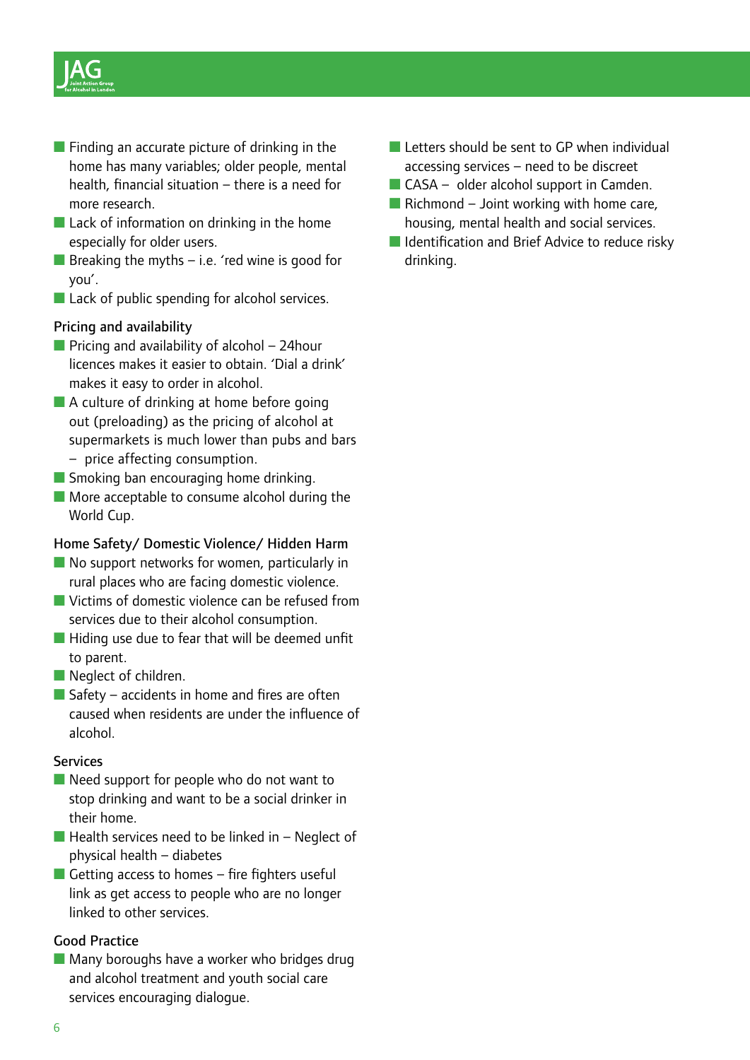- Finding an accurate picture of drinking in the home has many variables; older people, mental health, financial situation – there is a need for more research.
- Lack of information on drinking in the home especially for older users.
- Breaking the myths – i.e. 'red wine is good for you'.
- Lack of public spending for alcohol services.

### Pricing and availability

- Pricing and availability of alcohol – 24hour licences makes it easier to obtain. 'Dial a drink' makes it easy to order in alcohol.
- A culture of drinking at home before going out (preloading) as the pricing of alcohol at supermarkets is much lower than pubs and bars – price affecting consumption.
- Smoking ban encouraging home drinking.
- More acceptable to consume alcohol during the World Cup.

### Home Safety/ Domestic Violence/ Hidden Harm

- No support networks for women, particularly in rural places who are facing domestic violence.
- Victims of domestic violence can be refused from services due to their alcohol consumption.
- Hiding use due to fear that will be deemed unfit to parent.
- Neglect of children.
- Safety – accidents in home and fires are often caused when residents are under the influence of alcohol.

### Services

- Need support for people who do not want to stop drinking and want to be a social drinker in their home.
- Health services need to be linked in – Neglect of physical health – diabetes
- Getting access to homes – fire fighters useful link as get access to people who are no longer linked to other services.

### Good Practice

- Many boroughs have a worker who bridges drug and alcohol treatment and youth social care services encouraging dialogue.
- Letters should be sent to GP when individual accessing services – need to be discreet
- CASA – older alcohol support in Camden.
- Richmond – Joint working with home care, housing, mental health and social services.
- Identification and Brief Advice to reduce risky drinking.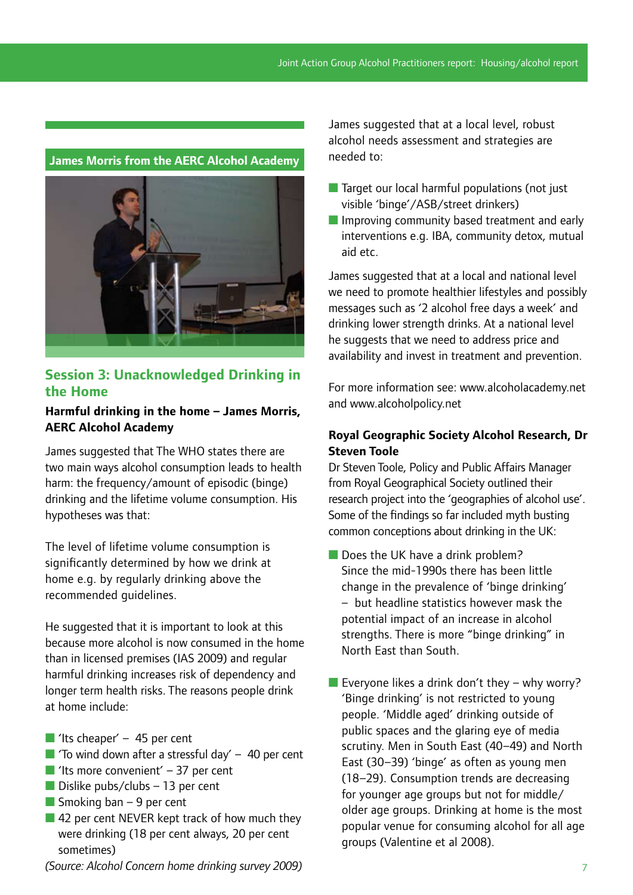James Morris from the AERC Alcohol Academy

## Session 3: Unacknowledged Drinking in the Home

**Harmful drinking in the home – James Morris, AERC Alcohol Academy**

James suggested that The WHO states there are two main ways alcohol consumption leads to health harm: the frequency/amount of episodic (binge) drinking and the lifetime volume consumption. His hypotheses was that:

The level of lifetime volume consumption is significantly determined by how we drink at home e.g. by regularly drinking above the recommended guidelines.

He suggested that it is important to look at this because more alcohol is now consumed in the home than in licensed premises (IAS 2009) and regular harmful drinking increases risk of dependency and longer term health risks. The reasons people drink at home include:

- 'Its cheaper' – 45 per cent
- 'To wind down after a stressful day' – 40 per cent
- 'Its more convenient' – 37 per cent
- Dislike pubs/clubs – 13 per cent
- Smoking ban – 9 per cent
- 42 per cent NEVER kept track of how much they were drinking (18 per cent always, 20 per cent sometimes)

*(Source: Alcohol Concern home drinking survey 2009)*

James suggested that at a local level, robust alcohol needs assessment and strategies are needed to:

- Target our local harmful populations (not just visible 'binge'/ASB/street drinkers)
- Improving community based treatment and early interventions e.g. IBA, community detox, mutual aid etc.

James suggested that at a local and national level we need to promote healthier lifestyles and possibly messages such as '2 alcohol free days a week' and drinking lower strength drinks. At a national level he suggests that we need to address price and availability and invest in treatment and prevention.

For more information see: www.alcoholacademy.net and www.alcoholpolicy.net

**Royal Geographic Society Alcohol Research, Dr Steven Toole**

Dr Steven Toole, Policy and Public Affairs Manager from Royal Geographical Society outlined their research project into the 'geographies of alcohol use'. Some of the findings so far included myth busting common conceptions about drinking in the UK:

- Does the UK have a drink problem?
  Since the mid-1990s there has been little change in the prevalence of 'binge drinking' – but headline statistics however mask the potential impact of an increase in alcohol strengths. There is more "binge drinking" in North East than South.

- Everyone likes a drink don't they – why worry?
  'Binge drinking' is not restricted to young people. 'Middle aged' drinking outside of public spaces and the glaring eye of media scrutiny. Men in South East (40–49) and North East (30–39) 'binge' as often as young men (18–29). Consumption trends are decreasing for younger age groups but not for middle/older age groups. Drinking at home is the most popular venue for consuming alcohol for all age groups (Valentine et al 2008).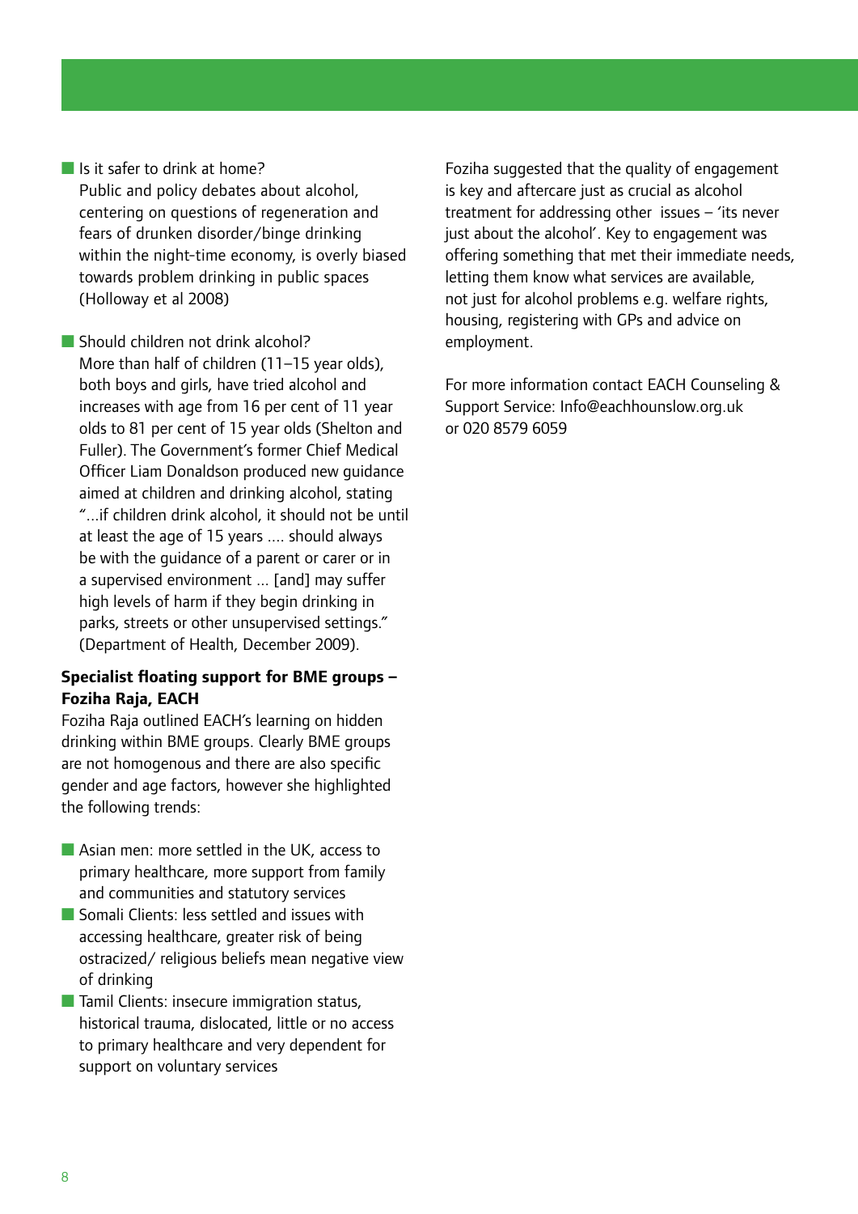- Is it safer to drink at home?
  Public and policy debates about alcohol, centering on questions of regeneration and fears of drunken disorder/binge drinking within the night-time economy, is overly biased towards problem drinking in public spaces (Holloway et al 2008)

- Should children not drink alcohol?
  More than half of children (11–15 year olds), both boys and girls, have tried alcohol and increases with age from 16 per cent of 11 year olds to 81 per cent of 15 year olds (Shelton and Fuller). The Government's former Chief Medical Officer Liam Donaldson produced new guidance aimed at children and drinking alcohol, stating "...if children drink alcohol, it should not be until at least the age of 15 years .... should always be with the guidance of a parent or carer or in a supervised environment ... [and] may suffer high levels of harm if they begin drinking in parks, streets or other unsupervised settings." (Department of Health, December 2009).

**Specialist floating support for BME groups – Foziha Raja, EACH**

Foziha Raja outlined EACH's learning on hidden drinking within BME groups. Clearly BME groups are not homogenous and there are also specific gender and age factors, however she highlighted the following trends:

- Asian men: more settled in the UK, access to primary healthcare, more support from family and communities and statutory services
- Somali Clients: less settled and issues with accessing healthcare, greater risk of being ostracized/ religious beliefs mean negative view of drinking
- Tamil Clients: insecure immigration status, historical trauma, dislocated, little or no access to primary healthcare and very dependent for support on voluntary services

Foziha suggested that the quality of engagement is key and aftercare just as crucial as alcohol treatment for addressing other issues – 'its never just about the alcohol'. Key to engagement was offering something that met their immediate needs, letting them know what services are available, not just for alcohol problems e.g. welfare rights, housing, registering with GPs and advice on employment.

For more information contact EACH Counseling & Support Service: Info@eachhounslow.org.uk or 020 8579 6059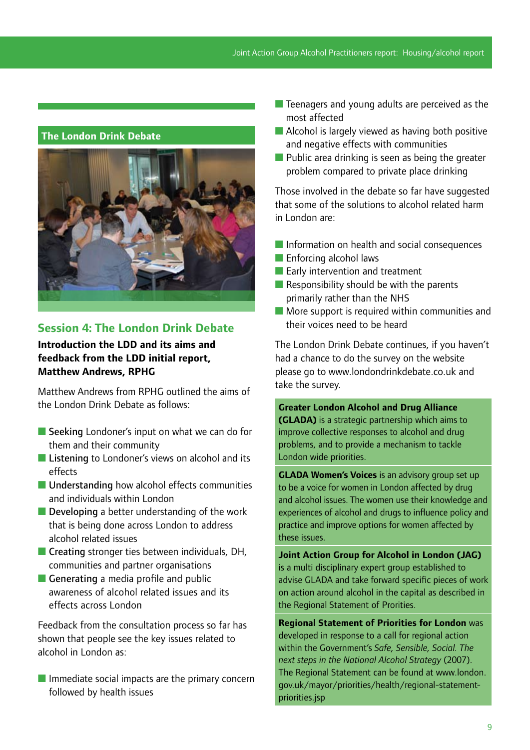## The London Drink Debate

## Session 4: The London Drink Debate

**Introduction the LDD and its aims and feedback from the LDD initial report, Matthew Andrews, RPHG**

Matthew Andrews from RPHG outlined the aims of the London Drink Debate as follows:

- **Seeking** Londoner's input on what we can do for them and their community
- **Listening** to Londoner's views on alcohol and its effects
- **Understanding** how alcohol effects communities and individuals within London
- **Developing** a better understanding of the work that is being done across London to address alcohol related issues
- **Creating** stronger ties between individuals, DH, communities and partner organisations
- **Generating** a media profile and public awareness of alcohol related issues and its effects across London

Feedback from the consultation process so far has shown that people see the key issues related to alcohol in London as:

- Immediate social impacts are the primary concern followed by health issues
- Teenagers and young adults are perceived as the most affected
- Alcohol is largely viewed as having both positive and negative effects with communities
- Public area drinking is seen as being the greater problem compared to private place drinking

Those involved in the debate so far have suggested that some of the solutions to alcohol related harm in London are:

- Information on health and social consequences
- Enforcing alcohol laws
- Early intervention and treatment
- Responsibility should be with the parents primarily rather than the NHS
- More support is required within communities and their voices need to be heard

The London Drink Debate continues, if you haven't had a chance to do the survey on the website please go to www.londondrinkdebate.co.uk and take the survey.

**Greater London Alcohol and Drug Alliance (GLADA)** is a strategic partnership which aims to improve collective responses to alcohol and drug problems, and to provide a mechanism to tackle London wide priorities.

**GLADA Women's Voices** is an advisory group set up to be a voice for women in London affected by drug and alcohol issues. The women use their knowledge and experiences of alcohol and drugs to influence policy and practice and improve options for women affected by these issues.

**Joint Action Group for Alcohol in London (JAG)** is a multi disciplinary expert group established to advise GLADA and take forward specific pieces of work on action around alcohol in the capital as described in the Regional Statement of Prorities.

**Regional Statement of Priorities for London** was developed in response to a call for regional action within the Government's *Safe, Sensible, Social. The next steps in the National Alcohol Strategy* (2007). The Regional Statement can be found at www.london.gov.uk/mayor/priorities/health/regional-statement-priorities.jsp